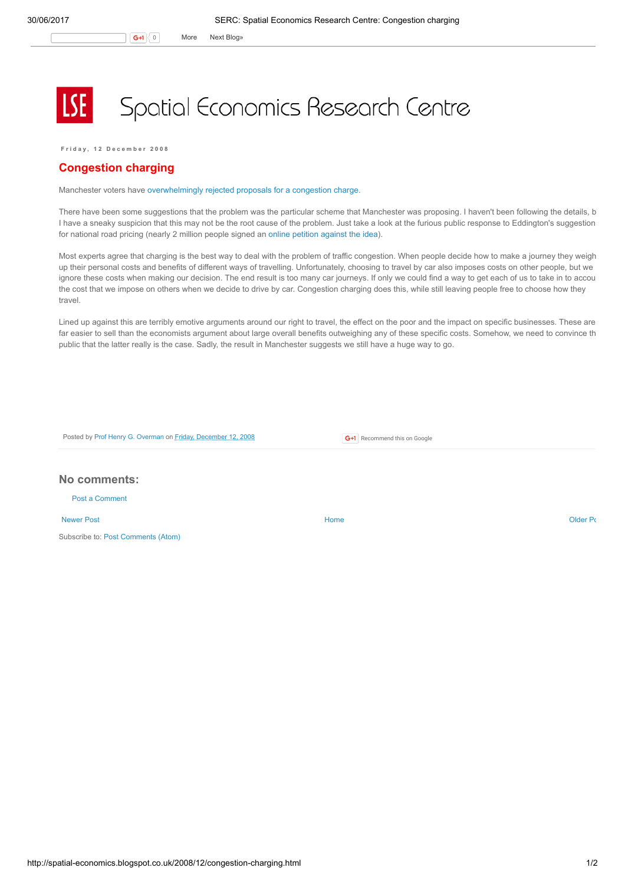# Spatial Economics Research Centre

Friday, 12 December 2008

## Congestion charging

Manchester voters have overwhelmingly rejected proposals for a congestion charge.

There have been some suggestions that the problem was the particular scheme that Manchester was proposing. I haven't been following the details, b I have a sneaky suspicion that this may not be the root cause of the problem. Just take a look at the furious public response to Eddington's suggestion for national road pricing (nearly 2 million people signed an online petition against the idea).

Most experts agree that charging is the best way to deal with the problem of traffic congestion. When people decide how to make a journey they weigh up their personal costs and benefits of different ways of travelling. Unfortunately, choosing to travel by car also imposes costs on other people, but we ignore these costs when making our decision. The end result is too many car journeys. If only we could find a way to get each of us to take in to accou the cost that we impose on others when we decide to drive by car. Congestion charging does this, while still leaving people free to choose how they travel.

Lined up against this are terribly emotive arguments around our right to travel, the effect on the poor and the impact on specific businesses. These are far easier to sell than the economists argument about large overall benefits outweighing any of these specific costs. Somehow, we need to convince th public that the latter really is the case. Sadly, the result in Manchester suggests we still have a huge way to go.

Posted by Prof Henry G. Overman on Friday, December 12, 2008

Recommend this on Google

### No comments:

Post a Comment

Newer Post | Home | Older Po

Subscribe to: Post Comments (Atom)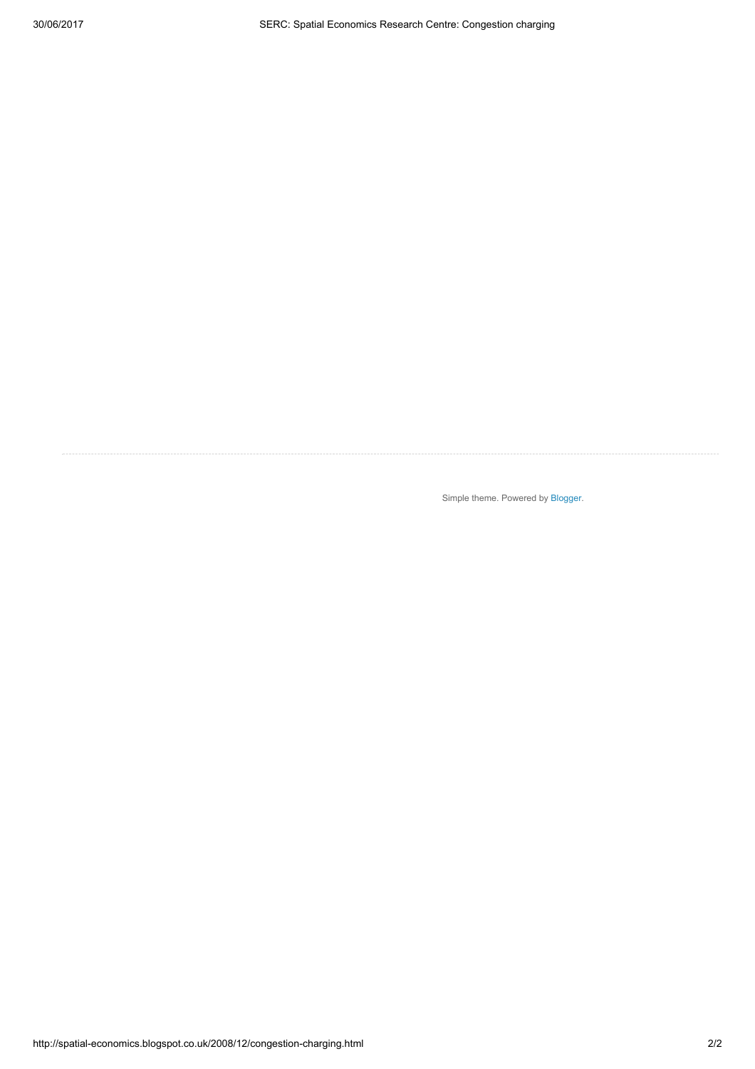Simple theme. Powered by Blogger.